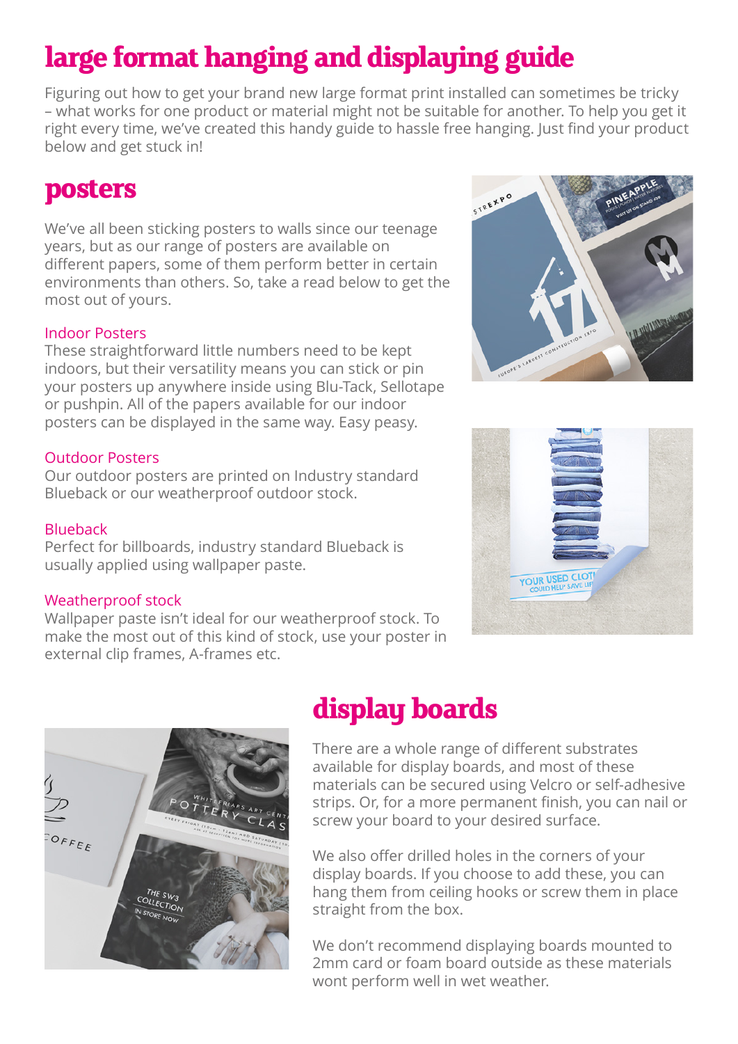# large format hanging and displaying guide

Figuring out how to get your brand new large format print installed can sometimes be tricky – what works for one product or material might not be suitable for another. To help you get it right every time, we've created this handy guide to hassle free hanging. Just find your product below and get stuck in!

## posters

We've all been sticking posters to walls since our teenage years, but as our range of posters are available on different papers, some of them perform better in certain environments than others. So, take a read below to get the most out of yours.

### Indoor Posters

These straightforward little numbers need to be kept indoors, but their versatility means you can stick or pin your posters up anywhere inside using Blu-Tack, Sellotape or pushpin. All of the papers available for our indoor posters can be displayed in the same way. Easy peasy.

### Outdoor Posters

Our outdoor posters are printed on Industry standard Blueback or our weatherproof outdoor stock.

### Blueback

Perfect for billboards, industry standard Blueback is usually applied using wallpaper paste.

### Weatherproof stock

Wallpaper paste isn't ideal for our weatherproof stock. To make the most out of this kind of stock, use your poster in external clip frames, A-frames etc.

## display boards

There are a whole range of different substrates available for display boards, and most of these materials can be secured using Velcro or self-adhesive strips. Or, for a more permanent finish, you can nail or screw your board to your desired surface.

We also offer drilled holes in the corners of your display boards. If you choose to add these, you can hang them from ceiling hooks or screw them in place straight from the box.

We don't recommend displaying boards mounted to 2mm card or foam board outside as these materials wont perform well in wet weather.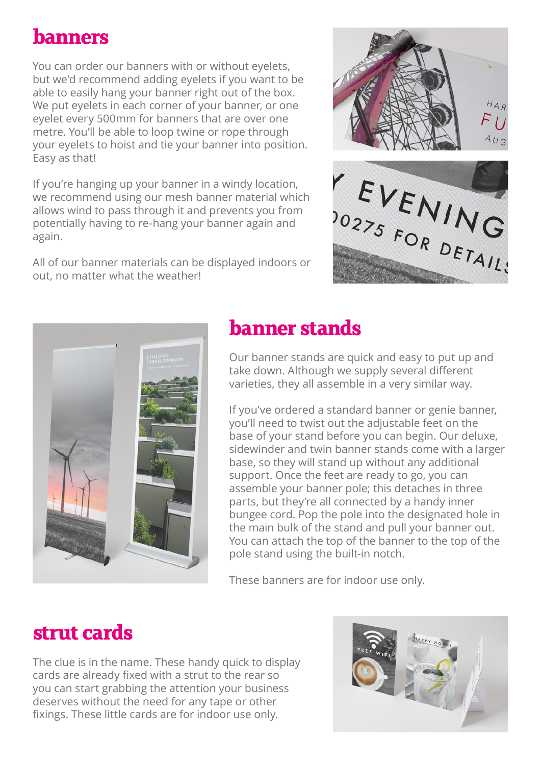## banners

You can order our banners with or without eyelets, but we'd recommend adding eyelets if you want to be able to easily hang your banner right out of the box. We put eyelets in each corner of your banner, or one eyelet every 500mm for banners that are over one metre. You'll be able to loop twine or rope through your eyelets to hoist and tie your banner into position. Easy as that!

If you're hanging up your banner in a windy location, we recommend using our mesh banner material which allows wind to pass through it and prevents you from potentially having to re-hang your banner again and again.

All of our banner materials can be displayed indoors or out, no matter what the weather!

## banner stands

Our banner stands are quick and easy to put up and take down. Although we supply several different varieties, they all assemble in a very similar way.

If you've ordered a standard banner or genie banner, you'll need to twist out the adjustable feet on the base of your stand before you can begin. Our deluxe, sidewinder and twin banner stands come with a larger base, so they will stand up without any additional support. Once the feet are ready to go, you can assemble your banner pole; this detaches in three parts, but they're all connected by a handy inner bungee cord. Pop the pole into the designated hole in the main bulk of the stand and pull your banner out. You can attach the top of the banner to the top of the pole stand using the built-in notch.

These banners are for indoor use only.

## strut cards

The clue is in the name. These handy quick to display cards are already fixed with a strut to the rear so you can start grabbing the attention your business deserves without the need for any tape or other fixings. These little cards are for indoor use only.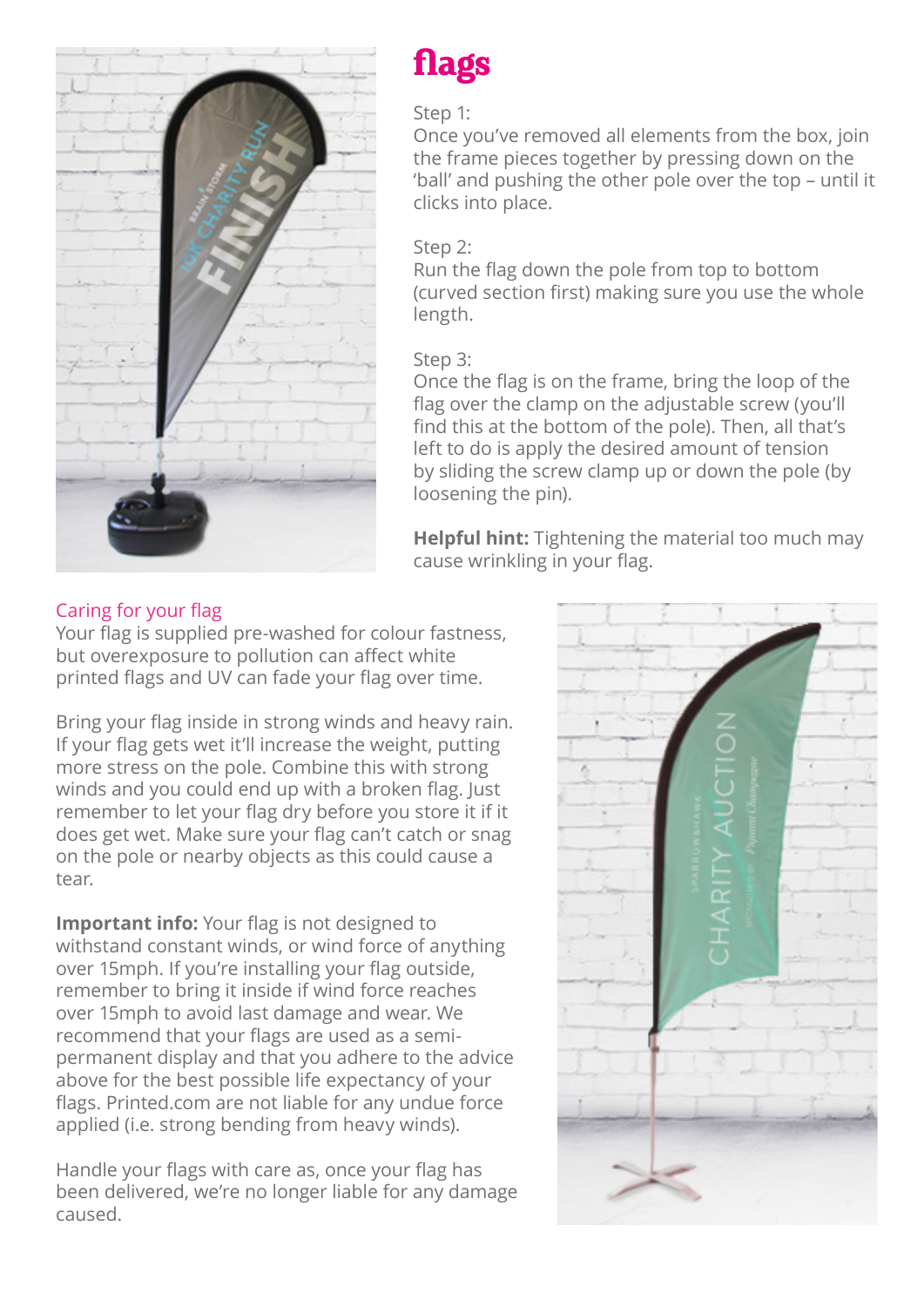# flags

Step 1:
Once you've removed all elements from the box, join the frame pieces together by pressing down on the 'ball' and pushing the other pole over the top – until it clicks into place.

Step 2:
Run the flag down the pole from top to bottom (curved section first) making sure you use the whole length.

Step 3:
Once the flag is on the frame, bring the loop of the flag over the clamp on the adjustable screw (you'll find this at the bottom of the pole). Then, all that's left to do is apply the desired amount of tension by sliding the screw clamp up or down the pole (by loosening the pin).

**Helpful hint:** Tightening the material too much may cause wrinkling in your flag.

## Caring for your flag

Your flag is supplied pre-washed for colour fastness, but overexposure to pollution can affect white printed flags and UV can fade your flag over time.

Bring your flag inside in strong winds and heavy rain. If your flag gets wet it'll increase the weight, putting more stress on the pole. Combine this with strong winds and you could end up with a broken flag. Just remember to let your flag dry before you store it if it does get wet. Make sure your flag can't catch or snag on the pole or nearby objects as this could cause a tear.

**Important info:** Your flag is not designed to withstand constant winds, or wind force of anything over 15mph. If you're installing your flag outside, remember to bring it inside if wind force reaches over 15mph to avoid last damage and wear. We recommend that your flags are used as a semi-permanent display and that you adhere to the advice above for the best possible life expectancy of your flags. Printed.com are not liable for any undue force applied (i.e. strong bending from heavy winds).

Handle your flags with care as, once your flag has been delivered, we're no longer liable for any damage caused.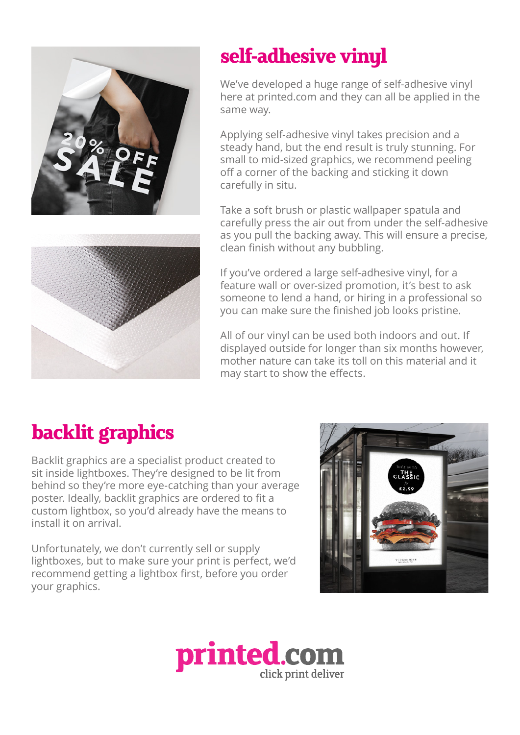## self-adhesive vinyl

We've developed a huge range of self-adhesive vinyl here at printed.com and they can all be applied in the same way.

Applying self-adhesive vinyl takes precision and a steady hand, but the end result is truly stunning. For small to mid-sized graphics, we recommend peeling off a corner of the backing and sticking it down carefully in situ.

Take a soft brush or plastic wallpaper spatula and carefully press the air out from under the self-adhesive as you pull the backing away. This will ensure a precise, clean finish without any bubbling.

If you've ordered a large self-adhesive vinyl, for a feature wall or over-sized promotion, it's best to ask someone to lend a hand, or hiring in a professional so you can make sure the finished job looks pristine.

All of our vinyl can be used both indoors and out. If displayed outside for longer than six months however, mother nature can take its toll on this material and it may start to show the effects.

## backlit graphics

Backlit graphics are a specialist product created to sit inside lightboxes. They're designed to be lit from behind so they're more eye-catching than your average poster. Ideally, backlit graphics are ordered to fit a custom lightbox, so you'd already have the means to install it on arrival.

Unfortunately, we don't currently sell or supply lightboxes, but to make sure your print is perfect, we'd recommend getting a lightbox first, before you order your graphics.

printed.com
click print deliver